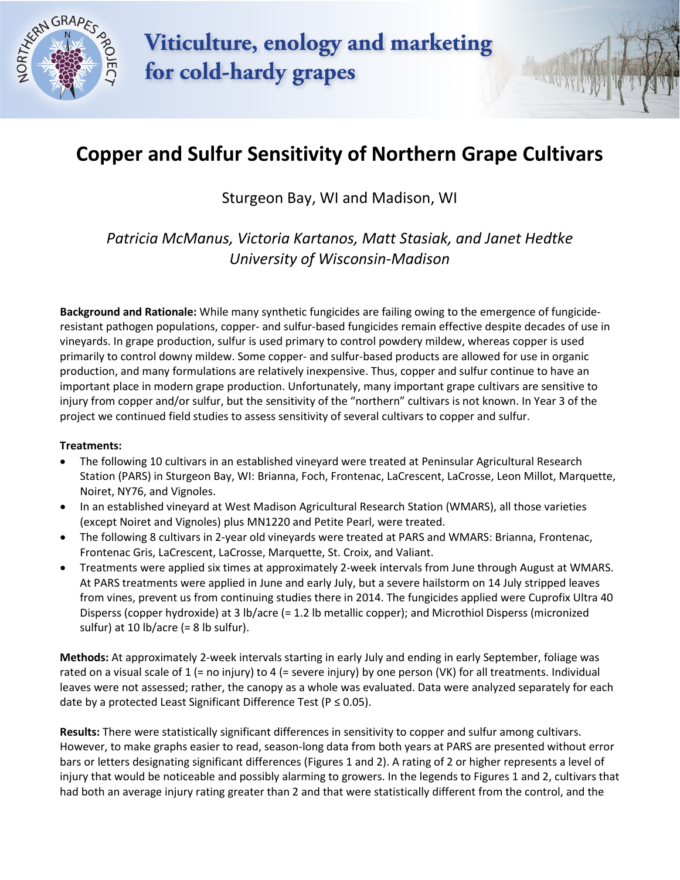# Viticulture, enology and marketing for cold-hardy grapes

## Copper and Sulfur Sensitivity of Northern Grape Cultivars

Sturgeon Bay, WI and Madison, WI

*Patricia McManus, Victoria Kartanos, Matt Stasiak, and Janet Hedtke*
*University of Wisconsin-Madison*

**Background and Rationale:** While many synthetic fungicides are failing owing to the emergence of fungicide-resistant pathogen populations, copper- and sulfur-based fungicides remain effective despite decades of use in vineyards. In grape production, sulfur is used primary to control powdery mildew, whereas copper is used primarily to control downy mildew. Some copper- and sulfur-based products are allowed for use in organic production, and many formulations are relatively inexpensive. Thus, copper and sulfur continue to have an important place in modern grape production. Unfortunately, many important grape cultivars are sensitive to injury from copper and/or sulfur, but the sensitivity of the "northern" cultivars is not known. In Year 3 of the project we continued field studies to assess sensitivity of several cultivars to copper and sulfur.

**Treatments:**

- The following 10 cultivars in an established vineyard were treated at Peninsular Agricultural Research Station (PARS) in Sturgeon Bay, WI: Brianna, Foch, Frontenac, LaCrescent, LaCrosse, Leon Millot, Marquette, Noiret, NY76, and Vignoles.
- In an established vineyard at West Madison Agricultural Research Station (WMARS), all those varieties (except Noiret and Vignoles) plus MN1220 and Petite Pearl, were treated.
- The following 8 cultivars in 2-year old vineyards were treated at PARS and WMARS: Brianna, Frontenac, Frontenac Gris, LaCrescent, LaCrosse, Marquette, St. Croix, and Valiant.
- Treatments were applied six times at approximately 2-week intervals from June through August at WMARS. At PARS treatments were applied in June and early July, but a severe hailstorm on 14 July stripped leaves from vines, prevent us from continuing studies there in 2014. The fungicides applied were Cuprofix Ultra 40 Disperss (copper hydroxide) at 3 lb/acre (= 1.2 lb metallic copper); and Microthiol Disperss (micronized sulfur) at 10 lb/acre (= 8 lb sulfur).

**Methods:** At approximately 2-week intervals starting in early July and ending in early September, foliage was rated on a visual scale of 1 (= no injury) to 4 (= severe injury) by one person (VK) for all treatments. Individual leaves were not assessed; rather, the canopy as a whole was evaluated. Data were analyzed separately for each date by a protected Least Significant Difference Test ($P \leq 0.05$).

**Results:** There were statistically significant differences in sensitivity to copper and sulfur among cultivars. However, to make graphs easier to read, season-long data from both years at PARS are presented without error bars or letters designating significant differences (Figures 1 and 2). A rating of 2 or higher represents a level of injury that would be noticeable and possibly alarming to growers. In the legends to Figures 1 and 2, cultivars that had both an average injury rating greater than 2 and that were statistically different from the control, and the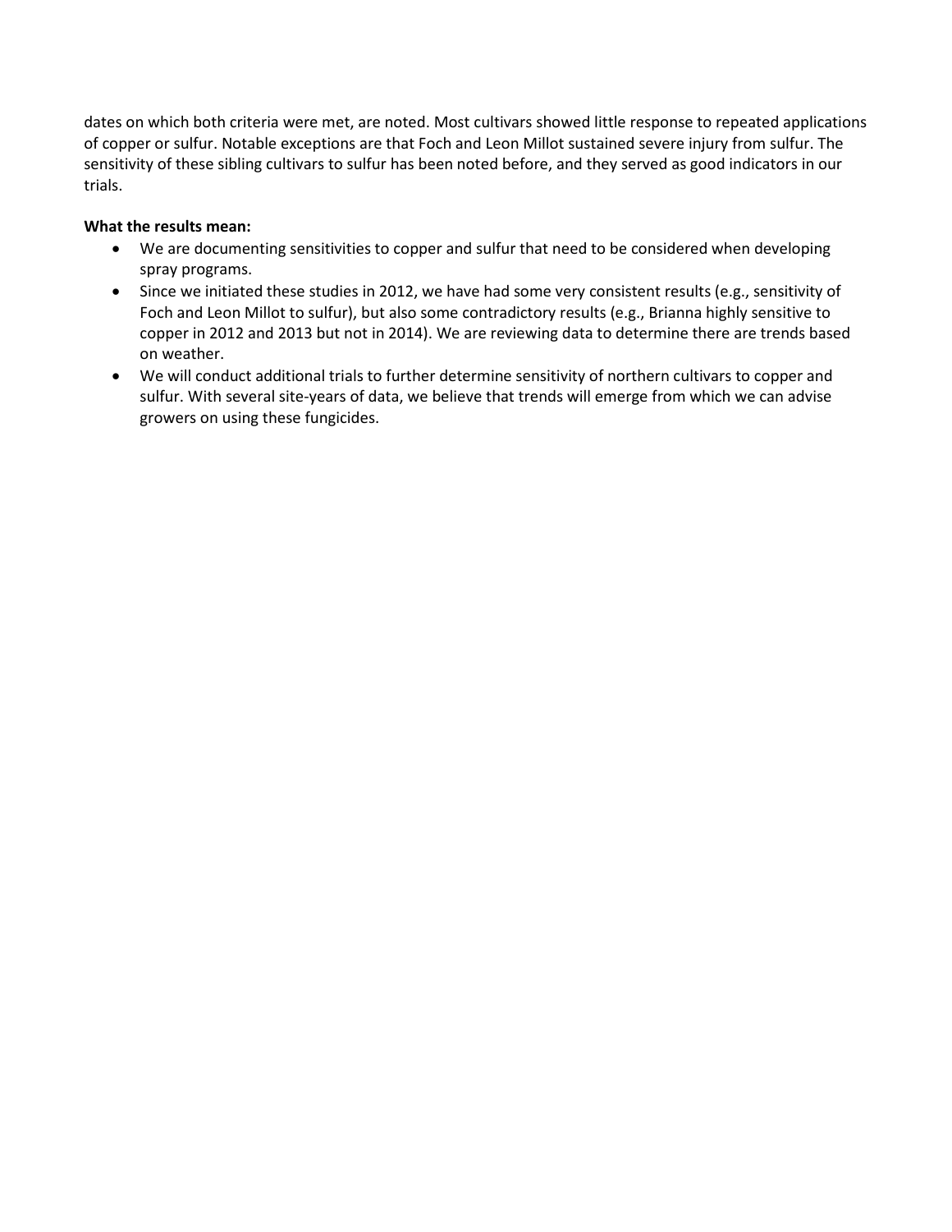dates on which both criteria were met, are noted. Most cultivars showed little response to repeated applications of copper or sulfur. Notable exceptions are that Foch and Leon Millot sustained severe injury from sulfur. The sensitivity of these sibling cultivars to sulfur has been noted before, and they served as good indicators in our trials.

**What the results mean:**

- We are documenting sensitivities to copper and sulfur that need to be considered when developing spray programs.
- Since we initiated these studies in 2012, we have had some very consistent results (e.g., sensitivity of Foch and Leon Millot to sulfur), but also some contradictory results (e.g., Brianna highly sensitive to copper in 2012 and 2013 but not in 2014). We are reviewing data to determine there are trends based on weather.
- We will conduct additional trials to further determine sensitivity of northern cultivars to copper and sulfur. With several site-years of data, we believe that trends will emerge from which we can advise growers on using these fungicides.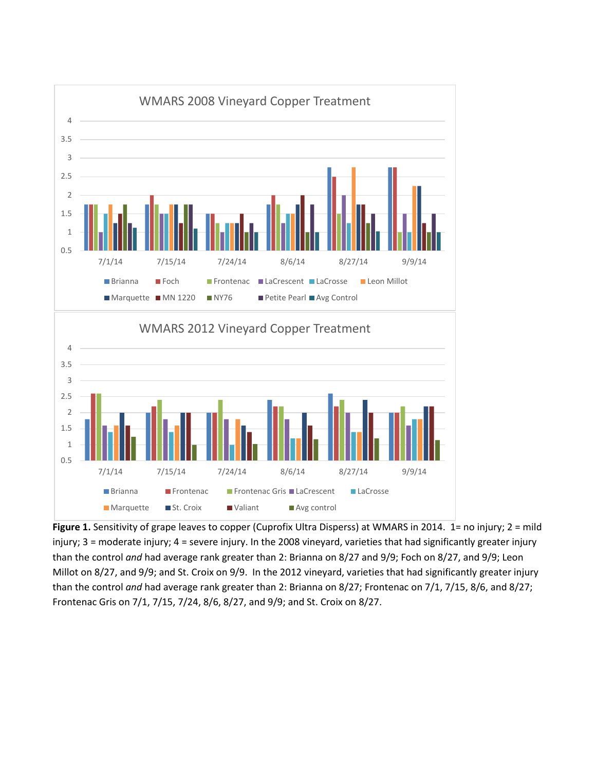**Figure 1.** Sensitivity of grape leaves to copper (Cuprofix Ultra Disperss) at WMARS in 2014. 1= no injury; 2 = mild injury; 3 = moderate injury; 4 = severe injury. In the 2008 vineyard, varieties that had significantly greater injury than the control *and* had average rank greater than 2: Brianna on 8/27 and 9/9; Foch on 8/27, and 9/9; Leon Millot on 8/27, and 9/9; and St. Croix on 9/9. In the 2012 vineyard, varieties that had significantly greater injury than the control *and* had average rank greater than 2: Brianna on 8/27; Frontenac on 7/1, 7/15, 8/6, and 8/27; Frontenac Gris on 7/1, 7/15, 7/24, 8/6, 8/27, and 9/9; and St. Croix on 8/27.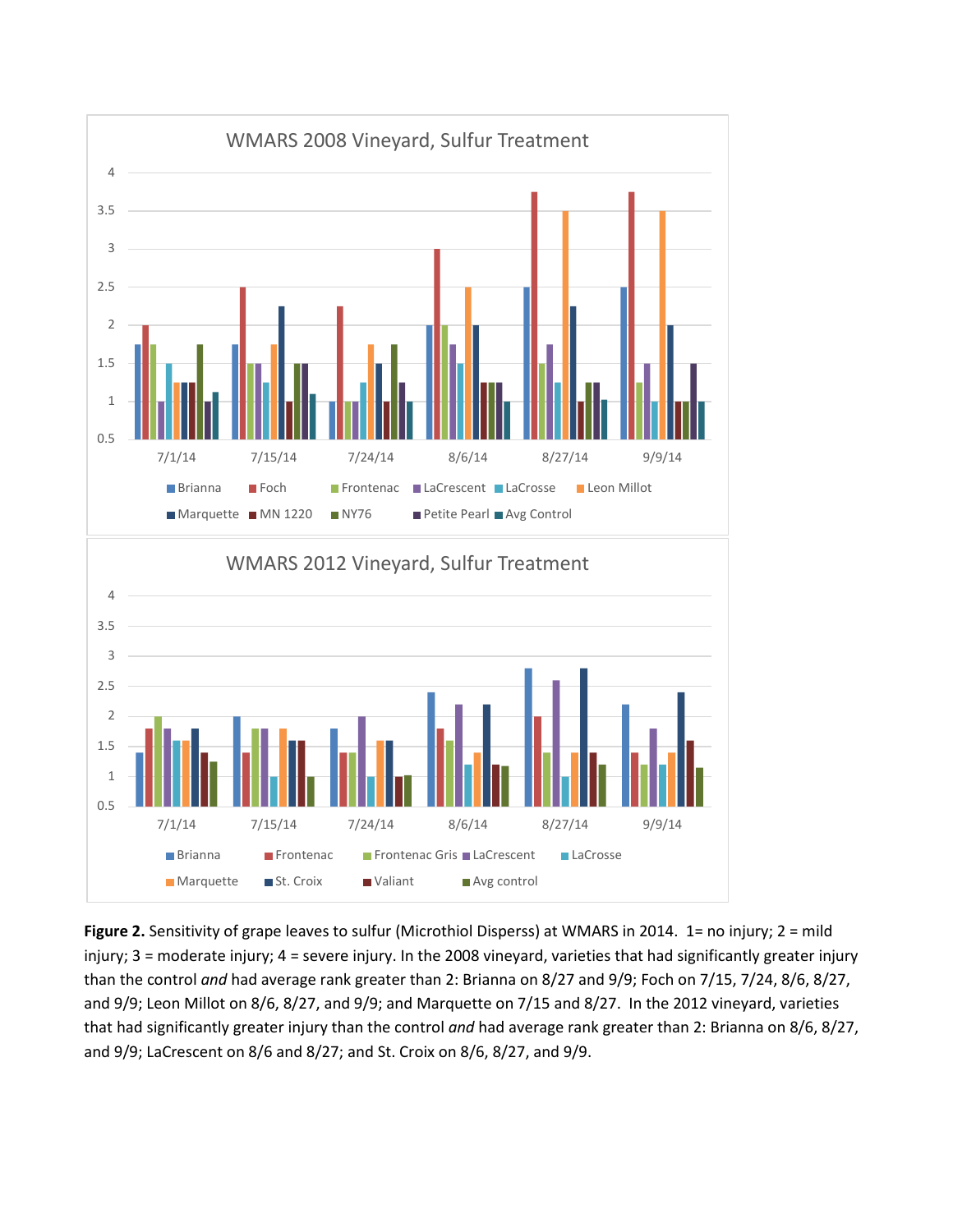WMARS 2008 Vineyard, Sulfur Treatment

4
3.5
3
2.5
2
1.5
1
0.5

7/1/14
7/15/14
7/24/14
8/6/14
8/27/14
9/9/14

Brianna
Foch
Frontenac
LaCrescent
LaCrosse
Leon Millot
Marquette
MN 1220
NY76
Petite Pearl
Avg Control

WMARS 2012 Vineyard, Sulfur Treatment

4
3.5
3
2.5
2
1.5
1
0.5

7/1/14
7/15/14
7/24/14
8/6/14
8/27/14
9/9/14

Brianna
Frontenac
Frontenac Gris
LaCrescent
LaCrosse
Marquette
St. Croix
Valiant
Avg control

**Figure 2.** Sensitivity of grape leaves to sulfur (Microthiol Disperss) at WMARS in 2014. 1= no injury; 2 = mild injury; 3 = moderate injury; 4 = severe injury. In the 2008 vineyard, varieties that had significantly greater injury than the control *and* had average rank greater than 2: Brianna on 8/27 and 9/9; Foch on 7/15, 7/24, 8/6, 8/27, and 9/9; Leon Millot on 8/6, 8/27, and 9/9; and Marquette on 7/15 and 8/27. In the 2012 vineyard, varieties that had significantly greater injury than the control *and* had average rank greater than 2: Brianna on 8/6, 8/27, and 9/9; LaCrescent on 8/6 and 8/27; and St. Croix on 8/6, 8/27, and 9/9.